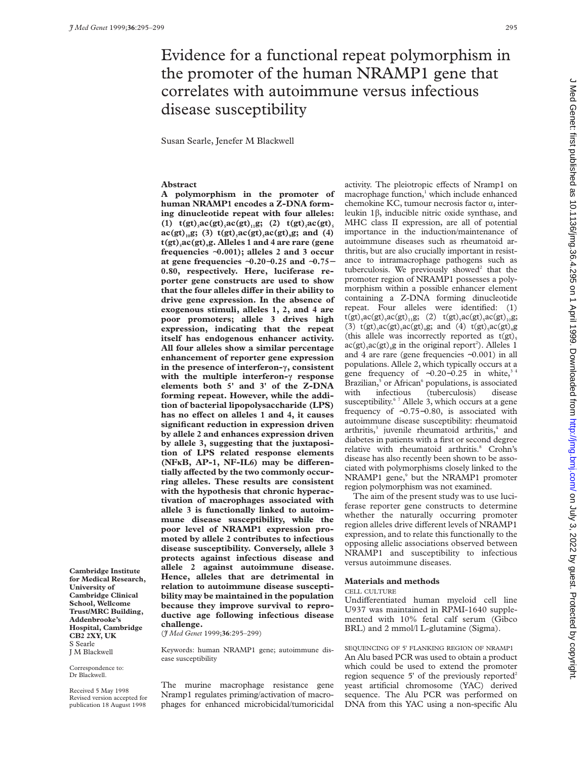# Evidence for a functional repeat polymorphism in the promoter of the human NRAMP1 gene that correlates with autoimmune versus infectious disease susceptibility

Susan Searle, Jenefer M Blackwell

## Abstract

**A polymorphism in the promoter of human NRAMP1 encodes a Z-DNA forming dinucleotide repeat with four alleles: (1) $t(gt)_5ac(gt)_5ac(gt)_{11}g$; (2) $t(gt)_5ac(gt)_5ac(gt)_{10}g$; (3) $t(gt)_5ac(gt)_5ac(gt)_9g$; and (4) $t(gt)_5ac(gt)_9g$. Alleles 1 and 4 are rare (gene frequencies ~0.001); alleles 2 and 3 occur at gene frequencies ~0.20–0.25 and ~0.75–0.80, respectively. Here, luciferase reporter gene constructs are used to show that the four alleles differ in their ability to drive gene expression. In the absence of exogenous stimuli, alleles 1, 2, and 4 are poor promoters; allele 3 drives high expression, indicating that the repeat itself has endogenous enhancer activity. All four alleles show a similar percentage enhancement of reporter gene expression in the presence of interferon-γ, consistent with the multiple interferon-γ response elements both 5' and 3' of the Z-DNA forming repeat. However, while the addition of bacterial lipopolysaccharide (LPS) has no effect on alleles 1 and 4, it causes significant reduction in expression driven by allele 2 and enhances expression driven by allele 3, suggesting that the juxtaposition of LPS related response elements (NFκB, AP-1, NF-IL6) may be differentially affected by the two commonly occurring alleles. These results are consistent with the hypothesis that chronic hyperactivation of macrophages associated with allele 3 is functionally linked to autoimmune disease susceptibility, while the poor level of NRAMP1 expression promoted by allele 2 contributes to infectious disease susceptibility. Conversely, allele 3 protects against infectious disease and allele 2 against autoimmune disease. Hence, alleles that are detrimental in relation to autoimmune disease susceptibility may be maintained in the population because they improve survival to reproductive age following infectious disease challenge.**

(*J Med Genet* 1999;**36**:295–299)

Keywords: human NRAMP1 gene; autoimmune disease susceptibility

Cambridge Institute for Medical Research, University of Cambridge Clinical School, Wellcome Trust/MRC Building, Addenbrooke's Hospital, Cambridge CB2 2XY, UK
S Searle
J M Blackwell

Correspondence to: Dr Blackwell.

Received 5 May 1998
Revised version accepted for publication 18 August 1998

The murine macrophage resistance gene Nramp1 regulates priming/activation of macrophages for enhanced microbicidal/tumoricidal activity. The pleiotropic effects of Nramp1 on macrophage function,[1] which include enhanced chemokine KC, tumour necrosis factor α, interleukin 1β, inducible nitric oxide synthase, and MHC class II expression, are all of potential importance in the induction/maintenance of autoimmune diseases such as rheumatoid arthritis, but are also crucially important in resistance to intramacrophage pathogens such as tuberculosis. We previously showed[2] that the promoter region of NRAMP1 possesses a polymorphism within a possible enhancer element containing a Z-DNA forming dinucleotide repeat. Four alleles were identified: (1) $t(gt)_5ac(gt)_5ac(gt)_{11}g$; (2) $t(gt)_5ac(gt)_5ac(gt)_{10}g$; (3) $t(gt)_5ac(gt)_5ac(gt)_9g$; and (4) $t(gt)_5ac(gt)_9g$ (this allele was incorrectly reported as $t(gt)_5ac(gt)_5ac(gt)_4g$ in the original report[2]). Alleles 1 and 4 are rare (gene frequencies ~0.001) in all populations. Allele 2, which typically occurs at a gene frequency of ~0.20–0.25 in white,[3 4] Brazilian,[5] or African[6] populations, is associated with infectious (tuberculosis) disease susceptibility.[6 7] Allele 3, which occurs at a gene frequency of ~0.75–0.80, is associated with autoimmune disease susceptibility: rheumatoid arthritis,[3] juvenile rheumatoid arthritis,[4] and diabetes in patients with a first or second degree relative with rheumatoid arthritis.[8] Crohn's disease has also recently been shown to be associated with polymorphisms closely linked to the NRAMP1 gene,[9] but the NRAMP1 promoter region polymorphism was not examined.

The aim of the present study was to use luciferase reporter gene constructs to determine whether the naturally occurring promoter region alleles drive different levels of NRAMP1 expression, and to relate this functionally to the opposing allelic associations observed between NRAMP1 and susceptibility to infectious versus autoimmune diseases.

## Materials and methods

### CELL CULTURE

Undifferentiated human myeloid cell line U937 was maintained in RPMI-1640 supplemented with 10% fetal calf serum (Gibco BRL) and 2 mmol/l L-glutamine (Sigma).

### SEQUENCING OF 5' FLANKING REGION OF NRAMP1

An Alu based PCR was used to obtain a product which could be used to extend the promoter region sequence 5' of the previously reported[2] yeast artificial chromosome (YAC) derived sequence. The Alu PCR was performed on DNA from this YAC using a non-specific Alu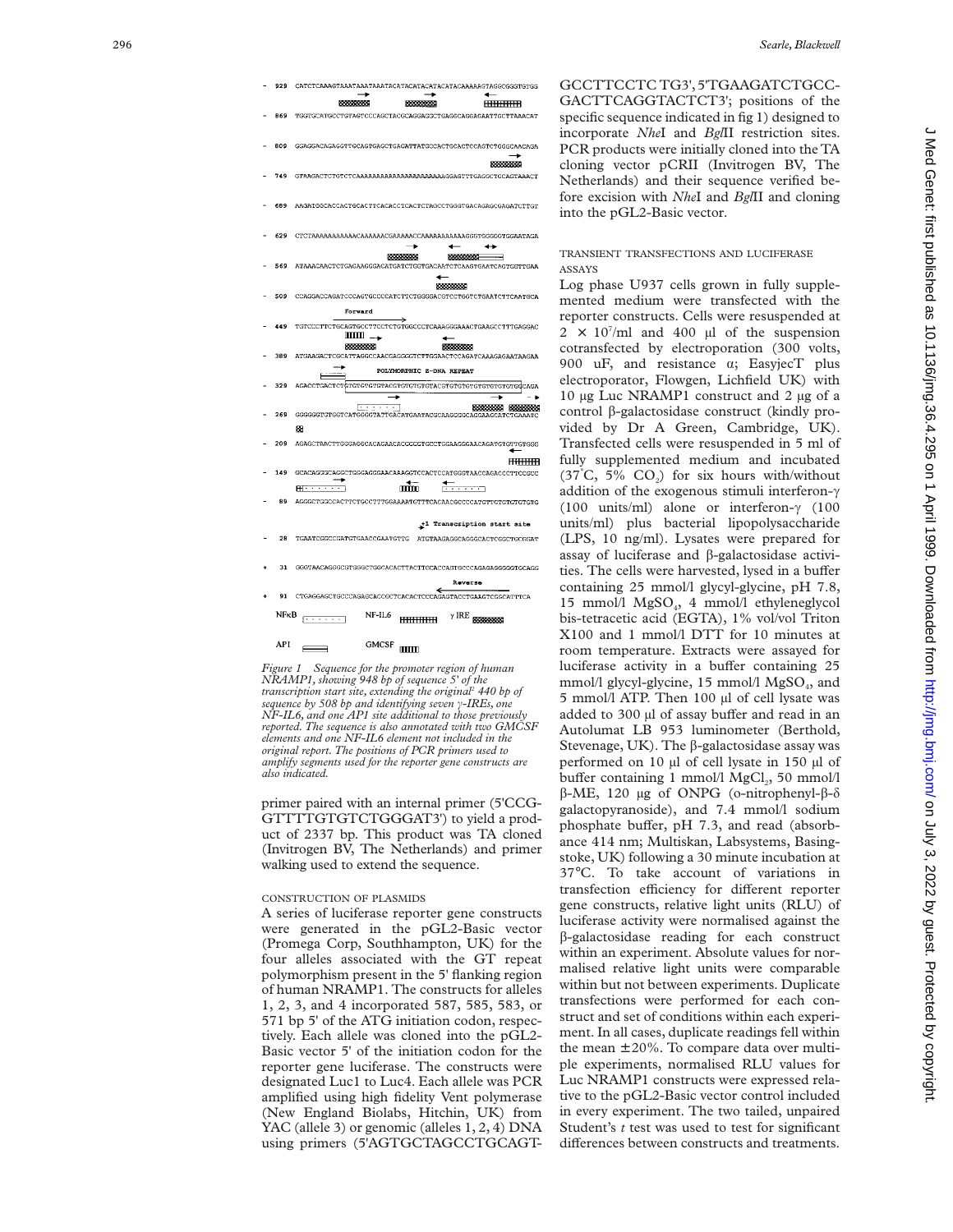```
- 929  CATCTCAAAGTAAATAAATAAATACATACATACATACATACAAAAAGTAGGCGGGTGTGG
- 869  TGGTGCATGCCTGTAGTCCCAGCTACGCAGGAGGCTGAGGCAGGAGAATTGCTTAAACAT
- 809  GGAGGACAGAGGTTGCAGTGAGCTGAGATTATGCCACTGCACTCCAGTCTGGGCAACAGA
- 749  GTAAGACTCTGTCTCAAAAAAAAAAAAAAAAAAAAAAAGGAGTTTGAGGCTGCAGTAAACT
- 689  AAGATGGCACCACTGCACTTCACACCTCACTCTAGCCTGGGTGACAGAGCGAGATCTTGT
- 629  CTCTAAAAAAAAAAACAAAAAACGAAAAACCAAAAAAAAAAAAGGGTGGGGGTGGAATAGA
- 569  ATAAACAACTCTGAGAAGGGACATGATCTGGTGACAATCTCAAGTGAATGAGTGGTTGAA
- 509  CCAGGACCAGATCCCAGTGCCCCATCTTCTGGGGACGTCCTGGTCTGAATCTTCAATGCA
                  Forward
- 449  TGTCCCTTCTGCAGTGCCTTCCTCTGTGGCCCTCAAAGGGAAACTGAAGCCTTTGAGGAC
- 389  ATGAAGACTCGCATTAGGCCAACGAGGGGTCTTGGAACTCCAGATCAAAGAGAATAAGAA
                  POLYMORPHIC Z-DNA REPEAT
- 329  AGACCTGACTCTGTGTGTGTGTACGTGTGTGTGTGTACGTGTGTGTGTGTGTGTGTGGCAGA
- 269  GGGGGGTGTGGTCATGGGGTATTGACATGAATACGCAAGGGGCAGGAAGCATCTGAAATC
- 209  AGAGCTAACTTGGGAGGCACAGAACACCGCGTGCCTGGAAGGGAACAGATGTGTTGTGGG
- 149  GCACAGGGCAGGCTGGGAGGGAACAAAGGTCCACTCCATGGGTAACCAGACCCTTCCGCC
-  89  AGGGCTGGCCACTTCTGCCTTTGGAAAATGTTTCACAACGCCCCATGTTGTGTGTCTGTG
                  +1 Transcription start site
-  28  TGAATCGGCCGATGTGAACCGAATGTTG  ATGTAAGAGGCAGGGCACTCGGCTGCGGAT
+  31  GGGTAACAGGGCGTGGGCTGGCACACTTACTTGCACCAGTGCCCAGAGAGGGGGTGCAGG
                  Reverse
+  91  CTGAGGAGCTGCCCAGAGCACCGCTCACTCCCAGAGTACCTGAAGTCGGCATTTCA

NFκB     NF-IL6     γIRE
AP1      GMCSF
```

*Figure 1 Sequence for the promoter region of human NRAMP1, showing 948 bp of sequence 5' of the transcription start site, extending the original[3] 440 bp of sequence by 508 bp and identifying seven γ-IREs, one NF-IL6, and one AP1 site additional to those previously reported. The sequence is also annotated with two GMCSF elements and one NF-IL6 element not included in the original report. The positions of PCR primers used to amplify segments used for the reporter gene constructs are also indicated.*

primer paired with an internal primer (5'CCG-GTTTTGTGTCTGGGAT3') to yield a product of 2337 bp. This product was TA cloned (Invitrogen BV, The Netherlands) and primer walking used to extend the sequence.

### CONSTRUCTION OF PLASMIDS

A series of luciferase reporter gene constructs were generated in the pGL2-Basic vector (Promega Corp, Southhampton, UK) for the four alleles associated with the GT repeat polymorphism present in the 5' flanking region of human NRAMP1. The constructs for alleles 1, 2, 3, and 4 incorporated 587, 585, 583, or 571 bp 5' of the ATG initiation codon, respectively. Each allele was cloned into the pGL2-Basic vector 5' of the initiation codon for the reporter gene luciferase. The constructs were designated Luc1 to Luc4. Each allele was PCR amplified using high fidelity Vent polymerase (New England Biolabs, Hitchin, UK) from YAC (allele 3) or genomic (alleles 1, 2, 4) DNA using primers (5'AGTGCTAGCCTGCAGT-GCCTTCCTC TG3', 5'TGAAGATCTGCC-GACTTCAGGTACTCT3'; positions of the specific sequence indicated in fig 1) designed to incorporate *Nhe*I and *Bgl*II restriction sites. PCR products were initially cloned into the TA cloning vector pCRII (Invitrogen BV, The Netherlands) and their sequence verified before excision with *Nhe*I and *Bgl*II and cloning into the pGL2-Basic vector.

### TRANSIENT TRANSFECTIONS AND LUCIFERASE ASSAYS

Log phase U937 cells grown in fully supplemented medium were transfected with the reporter constructs. Cells were resuspended at $2 \times 10^7$/ml and 400 μl of the suspension cotransfected by electroporation (300 volts, 900 uF, and resistance α; EasyjecT plus electroporator, Flowgen, Lichfield UK) with 10 μg Luc NRAMP1 construct and 2 μg of a control β-galactosidase construct (kindly provided by Dr A Green, Cambridge, UK). Transfected cells were resuspended in 5 ml of fully supplemented medium and incubated (37°C, 5% $CO_2$) for six hours with/without addition of the exogenous stimuli interferon-γ (100 units/ml) alone or interferon-γ (100 units/ml) plus bacterial lipopolysaccharide (LPS, 10 ng/ml). Lysates were prepared for assay of luciferase and β-galactosidase activities. The cells were harvested, lysed in a buffer containing 25 mmol/l glycyl-glycine, pH 7.8, 15 mmol/l $MgSO_4$, 4 mmol/l ethyleneglycol bis-tetracetic acid (EGTA), 1% vol/vol Triton X100 and 1 mmol/l DTT for 10 minutes at room temperature. Extracts were assayed for luciferase activity in a buffer containing 25 mmol/l glycyl-glycine, 15 mmol/l $MgSO_4$, and 5 mmol/l ATP. Then 100 μl of cell lysate was added to 300 μl of assay buffer and read in an Autolumat LB 953 luminometer (Berthold, Stevenage, UK). The β-galactosidase assay was performed on 10 μl of cell lysate in 150 μl of buffer containing 1 mmol/l $MgCl_2$, 50 mmol/l β-ME, 120 μg of ONPG (o-nitrophenyl-β-δ galactopyranoside), and 7.4 mmol/l sodium phosphate buffer, pH 7.3, and read (absorbance 414 nm; Multiskan, Labsystems, Basingstoke, UK) following a 30 minute incubation at 37°C. To take account of variations in transfection efficiency for different reporter gene constructs, relative light units (RLU) of luciferase activity were normalised against the β-galactosidase reading for each construct within an experiment. Absolute values for normalised relative light units were comparable within but not between experiments. Duplicate transfections were performed for each construct and set of conditions within each experiment. In all cases, duplicate readings fell within the mean ±20%. To compare data over multiple experiments, normalised RLU values for Luc NRAMP1 constructs were expressed relative to the pGL2-Basic vector control included in every experiment. The two tailed, unpaired Student's *t* test was used to test for significant differences between constructs and treatments.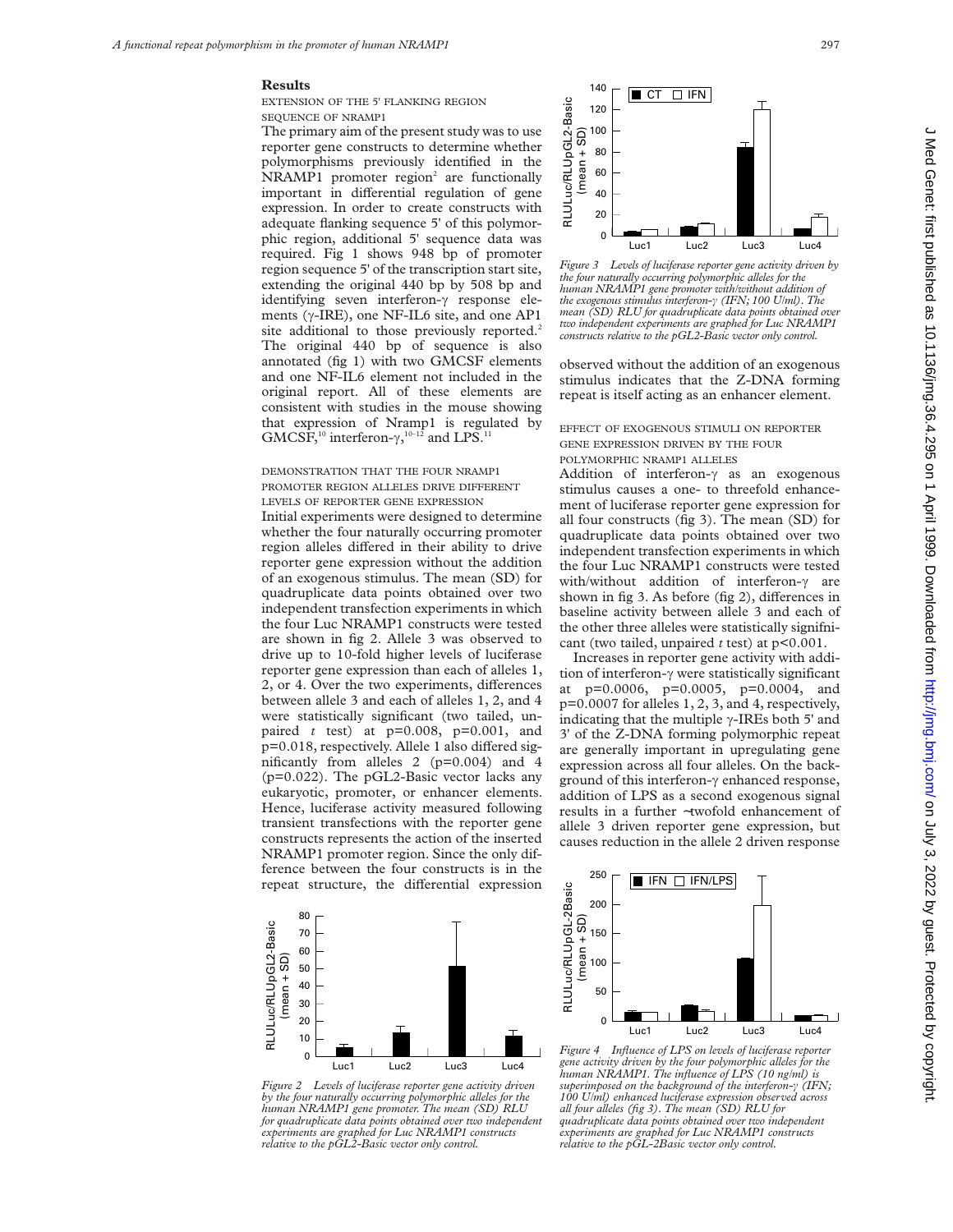## Results

### EXTENSION OF THE 5' FLANKING REGION SEQUENCE OF NRAMP1

The primary aim of the present study was to use reporter gene constructs to determine whether polymorphisms previously identified in the NRAMP1 promoter region[2] are functionally important in differential regulation of gene expression. In order to create constructs with adequate flanking sequence 5' of this polymorphic region, additional 5' sequence data was required. Fig 1 shows 948 bp of promoter region sequence 5' of the transcription start site, extending the original 440 bp by 508 bp and identifying seven interferon-γ response elements (γ-IRE), one NF-IL6 site, and one AP1 site additional to those previously reported.[2] The original 440 bp of sequence is also annotated (fig 1) with two GMCSF elements and one NF-IL6 element not included in the original report. All of these elements are consistent with studies in the mouse showing that expression of Nramp1 is regulated by GMCSF,[10] interferon-γ,[10–12] and LPS.[11]

### DEMONSTRATION THAT THE FOUR NRAMP1 PROMOTER REGION ALLELES DRIVE DIFFERENT LEVELS OF REPORTER GENE EXPRESSION

Initial experiments were designed to determine whether the four naturally occurring promoter region alleles differed in their ability to drive reporter gene expression without the addition of an exogenous stimulus. The mean (SD) for quadruplicate data points obtained over two independent transfection experiments in which the four Luc NRAMP1 constructs were tested are shown in fig 2. Allele 3 was observed to drive up to 10-fold higher levels of luciferase reporter gene expression than each of alleles 1, 2, or 4. Over the two experiments, differences between allele 3 and each of alleles 1, 2, and 4 were statistically significant (two tailed, unpaired *t* test) at $p=0.008$, $p=0.001$, and $p=0.018$, respectively. Allele 1 also differed significantly from alleles 2 ($p=0.004$) and 4 ($p=0.022$). The pGL2-Basic vector lacks any eukaryotic, promoter, or enhancer elements. Hence, luciferase activity measured following transient transfections with the reporter gene constructs represents the action of the inserted NRAMP1 promoter region. Since the only difference between the four constructs is in the repeat structure, the differential expression observed without the addition of an exogenous stimulus indicates that the Z-DNA forming repeat is itself acting as an enhancer element.

*Figure 2 Levels of luciferase reporter gene activity driven by the four naturally occurring polymorphic alleles for the human NRAMP1 gene promoter. The mean (SD) RLU for quadruplicate data points obtained over two independent experiments are graphed for Luc NRAMP1 constructs relative to the pGL2-Basic vector only control.*

*Figure 3 Levels of luciferase reporter gene activity driven by the four naturally occurring polymorphic alleles for the human NRAMP1 gene promoter with/without addition of the exogenous stimulus interferon-γ (IFN; 100 U/ml). The mean (SD) RLU for quadruplicate data points obtained over two independent experiments are graphed for Luc NRAMP1 constructs relative to the pGL2-Basic vector only control.*

### EFFECT OF EXOGENOUS STIMULI ON REPORTER GENE EXPRESSION DRIVEN BY THE FOUR POLYMORPHIC NRAMP1 ALLELES

Addition of interferon-γ as an exogenous stimulus causes a one- to threefold enhancement of luciferase reporter gene expression for all four constructs (fig 3). The mean (SD) for quadruplicate data points obtained over two independent transfection experiments in which the four Luc NRAMP1 constructs were tested with/without addition of interferon-γ are shown in fig 3. As before (fig 2), differences in baseline activity between allele 3 and each of the other three alleles were statistically signifnicant (two tailed, unpaired *t* test) at $p<0.001$.

Increases in reporter gene activity with addition of interferon-γ were statistically significant at $p=0.0006$, $p=0.0005$, $p=0.0004$, and $p=0.0007$ for alleles 1, 2, 3, and 4, respectively, indicating that the multiple γ-IREs both 5' and 3' of the Z-DNA forming polymorphic repeat are generally important in upregulating gene expression across all four alleles. On the background of this interferon-γ enhanced response, addition of LPS as a second exogenous signal results in a further ~twofold enhancement of allele 3 driven reporter gene expression, but causes reduction in the allele 2 driven response

*Figure 4 Influence of LPS on levels of luciferase reporter gene activity driven by the four polymorphic alleles for the human NRAMP1. The influence of LPS (10 ng/ml) is superimposed on the background of the interferon-γ (IFN; 100 U/ml) enhanced luciferase expression observed across all four alleles (fig 3). The mean (SD) RLU for quadruplicate data points obtained over two independent experiments are graphed for Luc NRAMP1 constructs relative to the pGL-2Basic vector only control.*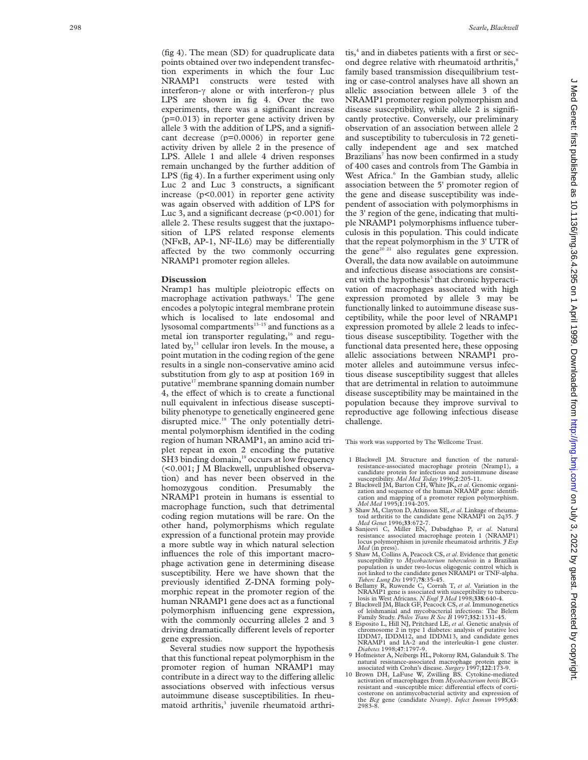(fig 4). The mean (SD) for quadruplicate data points obtained over two independent transfection experiments in which the four Luc NRAMP1 constructs were tested with interferon-γ alone or with interferon-γ plus LPS are shown in fig 4. Over the two experiments, there was a significant increase ($p=0.013$) in reporter gene activity driven by allele 3 with the addition of LPS, and a significant decrease ($p=0.0006$) in reporter gene activity driven by allele 2 in the presence of LPS. Allele 1 and allele 4 driven responses remain unchanged by the further addition of LPS (fig 4). In a further experiment using only Luc 2 and Luc 3 constructs, a significant increase ($p<0.001$) in reporter gene activity was again observed with addition of LPS for Luc 3, and a significant decrease ($p<0.001$) for allele 2. These results suggest that the juxtaposition of LPS related response elements (NFκB, AP-1, NF-IL6) may be differentially affected by the two commonly occurring NRAMP1 promoter region alleles.

## Discussion

Nramp1 has multiple pleiotropic effects on macrophage activation pathways.[1] The gene encodes a polytopic integral membrane protein which is localised to late endosomal and lysosomal compartments[13–15] and functions as a metal ion transporter regulating,[16] and regulated by,[13] cellular iron levels. In the mouse, a point mutation in the coding region of the gene results in a single non-conservative amino acid substitution from gly to asp at position 169 in putative[17] membrane spanning domain number 4, the effect of which is to create a functional null equivalent in infectious disease susceptibility phenotype to genetically engineered gene disrupted mice.[18] The only potentially detrimental polymorphism identified in the coding region of human NRAMP1, an amino acid triplet repeat in exon 2 encoding the putative SH3 binding domain,[19] occurs at low frequency (<0.001; J M Blackwell, unpublished observation) and has never been observed in the homozygous condition. Presumably the NRAMP1 protein in humans is essential to macrophage function, such that detrimental coding region mutations will be rare. On the other hand, polymorphisms which regulate expression of a functional protein may provide a more subtle way in which natural selection influences the role of this important macrophage activation gene in determining disease susceptibility. Here we have shown that the previously identified Z-DNA forming polymorphic repeat in the promoter region of the human NRAMP1 gene does act as a functional polymorphism influencing gene expression, with the commonly occurring alleles 2 and 3 driving dramatically different levels of reporter gene expression.

Several studies now support the hypothesis that this functional repeat polymorphism in the promoter region of human NRAMP1 may contribute in a direct way to the differing allelic associations observed with infectious versus autoimmune disease susceptibilities. In rheumatoid arthritis,[3] juvenile rheumatoid arthritis,[4] and in diabetes patients with a first or second degree relative with rheumatoid arthritis,[8] family based transmission disequilibrium testing or case-control analyses have all shown an allelic association between allele 3 of the NRAMP1 promoter region polymorphism and disease susceptibility, while allele 2 is significantly protective. Conversely, our preliminary observation of an association between allele 2 and susceptibility to tuberculosis in 72 genetically independent age and sex matched Brazilians[7] has now been confirmed in a study of 400 cases and controls from The Gambia in West Africa.[6] In the Gambian study, allelic association between the 5' promoter region of the gene and disease susceptibility was independent of association with polymorphisms in the 3' region of the gene, indicating that multiple NRAMP1 polymorphisms influence tuberculosis in this population. This could indicate that the repeat polymorphism in the 3' UTR of the gene[20 21] also regulates gene expression. Overall, the data now available on autoimmune and infectious disease associations are consistent with the hypothesis[3] that chronic hyperactivation of macrophages associated with high expression promoted by allele 3 may be functionally linked to autoimmune disease susceptibility, while the poor level of NRAMP1 expression promoted by allele 2 leads to infectious disease susceptibility. Together with the functional data presented here, these opposing allelic associations between NRAMP1 promoter alleles and autoimmune versus infectious disease susceptibility suggest that alleles that are detrimental in relation to autoimmune disease susceptibility may be maintained in the population because they improve survival to reproductive age following infectious disease challenge.

This work was supported by The Wellcome Trust.

1 Blackwell JM. Structure and function of the natural-resistance-associated macrophage protein (Nramp1), a candidate protein for infectious and autoimmune disease susceptibility. *Mol Med Today* 1996;**2**:205-11.
2 Blackwell JM, Barton CH, White JK, *et al*. Genomic organization and sequence of the human NRAMP gene: identification and mapping of a promoter region polymorphism. *Mol Med* 1995;**1**:194-205.
3 Shaw M, Clayton D, Atkinson SE, *et al*. Linkage of rheumatoid arthritis to the candidate gene NRAMP1 on 2q35. *J Med Genet* 1996;**33**:672-7.
4 Sanjeevi C, Miller EN, Dabadghao P, *et al*. Natural resistance associated macrophage protein 1 (NRAMP1) locus polymorphism in juvenile rheumatoid arthritis. *J Exp Med* (in press).
5 Shaw M, Collins A, Peacock CS, *et al*. Evidence that genetic susceptibility to *Mycobacterium tuberculosis* in a Brazilian population is under two-locus oligogenic control which is not linked to the candidate genes NRAMP1 or TNF-alpha. *Tuberc Lung Dis* 1997;**78**:35-45.
6 Bellamy R, Ruwende C, Corrah T, *et al*. Variation in the NRAMP1 gene is associated with susceptibility to tuberculosis in West Africans. *N Engl J Med* 1998;**338**:640-4.
7 Blackwell JM, Black GF, Peacock CS, *et al*. Immunogenetics of leishmanial and mycobacterial infections: The Belem Family Study. *Philos Trans R Soc B* 1997;**352**:1331-45.
8 Esposito L, Hill NJ, Pritchard LE, *et al*. Genetic analysis of chromosome 2 in type 1 diabetes: analysis of putative loci IDDM7, IDDM12, and IDDM13, and candidate genes NRAMP1 and IA-2 and the interleukin-1 gene cluster. *Diabetes* 1998;**47**:1797-9.
9 Hofmeister A, Neibergs HL, Pokorny RM, Galanduik S. The natural resistance-associated macrophage protein gene is associated with Crohn's disease. *Surgery* 1997;**122**:173-9.
10 Brown DH, LaFuse W, Zwilling BS. Cytokine-mediated activation of macrophages from *Mycobacterium bovis* BCG-resistant and -susceptible mice: differential effects of corticosterone on antimycobacterial activity and expression of the *Bcg* gene (candidate *Nramp*). *Infect Immun* 1995;**63**:2983-8.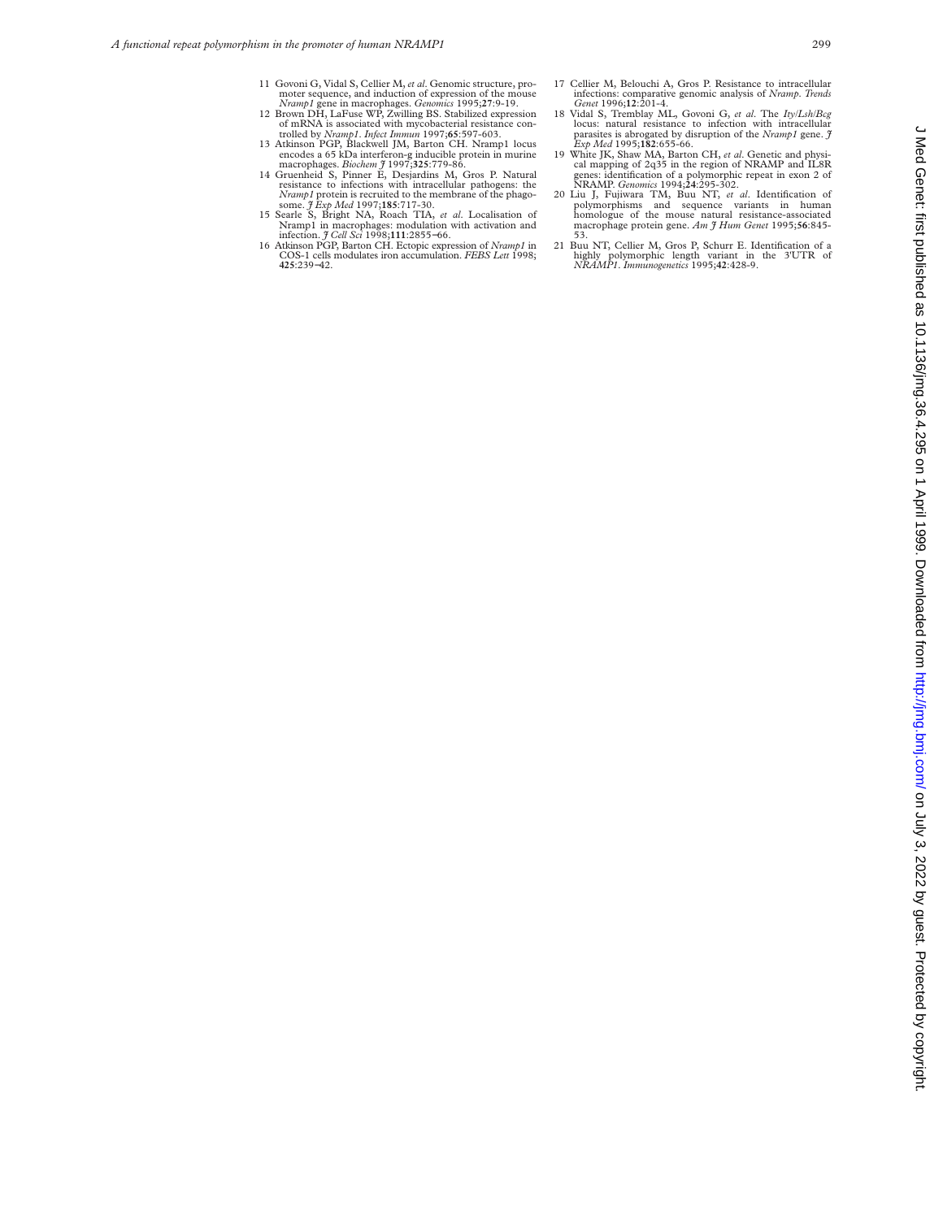11 Govoni G, Vidal S, Cellier M, *et al*. Genomic structure, promoter sequence, and induction of expression of the mouse *Nramp1* gene in macrophages. *Genomics* 1995;**27**:9-19.

12 Brown DH, LaFuse WP, Zwilling BS. Stabilized expression of mRNA is associated with mycobacterial resistance controlled by *Nramp1*. *Infect Immun* 1997;**65**:597-603.

13 Atkinson PGP, Blackwell JM, Barton CH. Nramp1 locus encodes a 65 kDa interferon-g inducible protein in murine macrophages. *Biochem J* 1997;**325**:779-86.

14 Gruenheid S, Pinner E, Desjardins M, Gros P. Natural resistance to infections with intracellular pathogens: the *Nramp1* protein is recruited to the membrane of the phagosome. *J Exp Med* 1997;**185**:717-30.

15 Searle S, Bright NA, Roach TIA, *et al*. Localisation of Nramp1 in macrophages: modulation with activation and infection. *J Cell Sci* 1998;**111**:2855-66.

16 Atkinson PGP, Barton CH. Ectopic expression of *Nramp1* in COS-1 cells modulates iron accumulation. *FEBS Lett* 1998; **425**:239-42.

17 Cellier M, Belouchi A, Gros P. Resistance to intracellular infections: comparative genomic analysis of *Nramp*. *Trends Genet* 1996;**12**:201-4.

18 Vidal S, Tremblay ML, Govoni G, *et al*. The *Ity/Lsh/Bcg* locus: natural resistance to infection with intracellular parasites is abrogated by disruption of the *Nramp1* gene. *J Exp Med* 1995;**182**:655-66.

19 White JK, Shaw MA, Barton CH, *et al*. Genetic and physical mapping of 2q35 in the region of NRAMP and IL8R genes: identification of a polymorphic repeat in exon 2 of NRAMP. *Genomics* 1994;**24**:295-302.

20 Liu J, Fujiwara TM, Buu NT, *et al*. Identification of polymorphisms and sequence variants in human homologue of the mouse natural resistance-associated macrophage protein gene. *Am J Hum Genet* 1995;**56**:845-53.

21 Buu NT, Cellier M, Gros P, Schurr E. Identification of a highly polymorphic length variant in the 3'UTR of *NRAMP1*. *Immunogenetics* 1995;**42**:428-9.